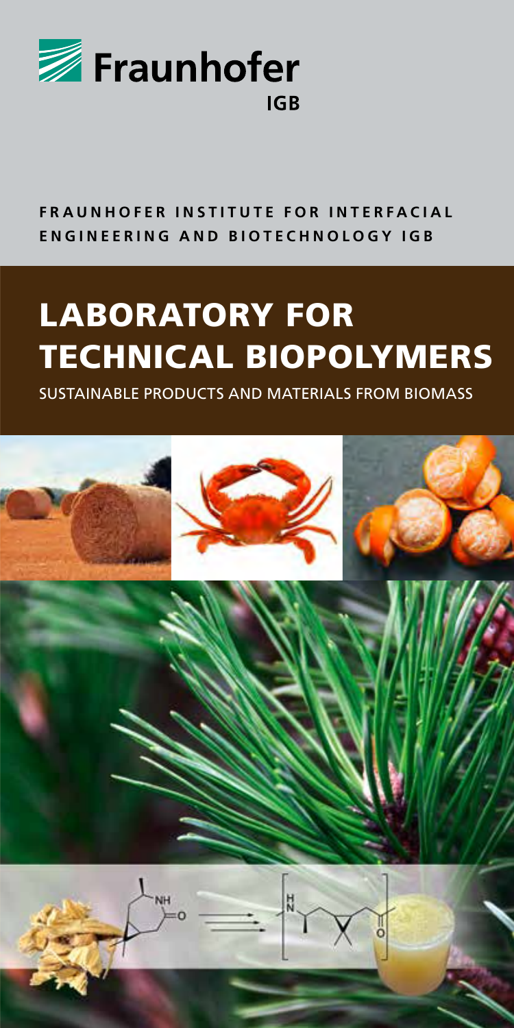Fraunhofer

IGB

**FRAUNHOFER INSTITUTE FOR INTERFACIAL ENGINEERING AND BIOTECHNOLOGY IGB**

# LABORATORY FOR TECHNICAL BIOPOLYMERS

SUSTAINABLE PRODUCTS AND MATERIALS FROM BIOMASS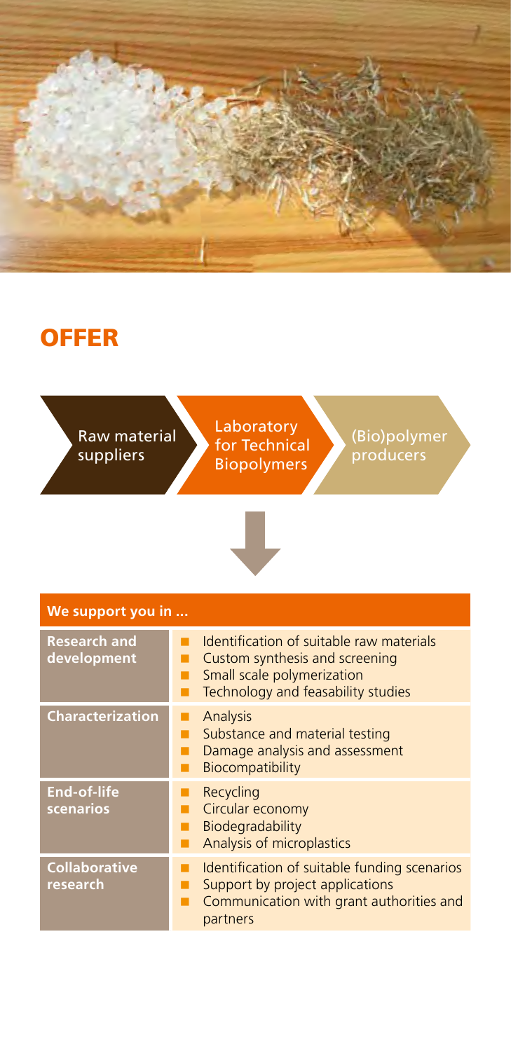# OFFER

Raw material suppliers → Laboratory for Technical Biopolymers → (Bio)polymer producers

| We support you in ... | |
|---|---|
| **Research and development** | ■ Identification of suitable raw materials<br>■ Custom synthesis and screening<br>■ Small scale polymerization<br>■ Technology and feasability studies |
| **Characterization** | ■ Analysis<br>■ Substance and material testing<br>■ Damage analysis and assessment<br>■ Biocompatibility |
| **End-of-life scenarios** | ■ Recycling<br>■ Circular economy<br>■ Biodegradability<br>■ Analysis of microplastics |
| **Collaborative research** | ■ Identification of suitable funding scenarios<br>■ Support by project applications<br>■ Communication with grant authorities and partners |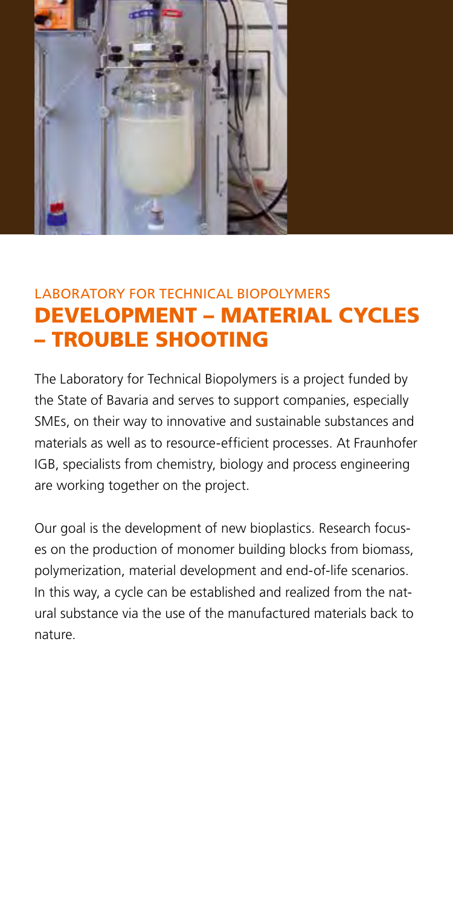LABORATORY FOR TECHNICAL BIOPOLYMERS

## DEVELOPMENT – MATERIAL CYCLES – TROUBLE SHOOTING

The Laboratory for Technical Biopolymers is a project funded by the State of Bavaria and serves to support companies, especially SMEs, on their way to innovative and sustainable substances and materials as well as to resource-efficient processes. At Fraunhofer IGB, specialists from chemistry, biology and process engineering are working together on the project.

Our goal is the development of new bioplastics. Research focuses on the production of monomer building blocks from biomass, polymerization, material development and end-of-life scenarios. In this way, a cycle can be established and realized from the natural substance via the use of the manufactured materials back to nature.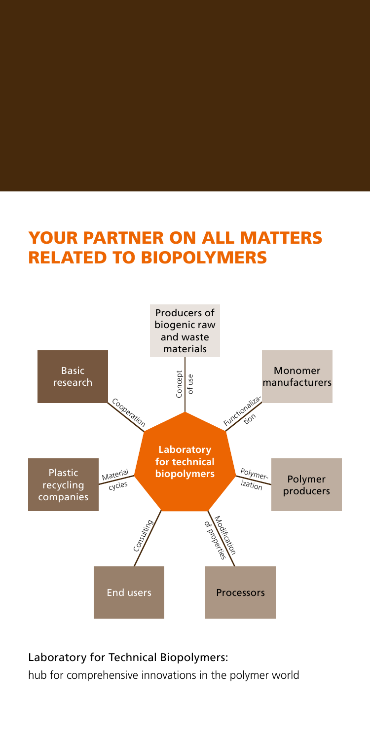# YOUR PARTNER ON ALL MATTERS RELATED TO BIOPOLYMERS

**Laboratory for technical biopolymers**

- Producers of biogenic raw and waste materials — Concept of use
- Monomer manufacturers — Functionalization
- Polymer producers — Polymerization
- Processors — Modification of properties
- End users — Consulting
- Plastic recycling companies — Material cycles
- Basic research — Cooperation

Laboratory for Technical Biopolymers:

hub for comprehensive innovations in the polymer world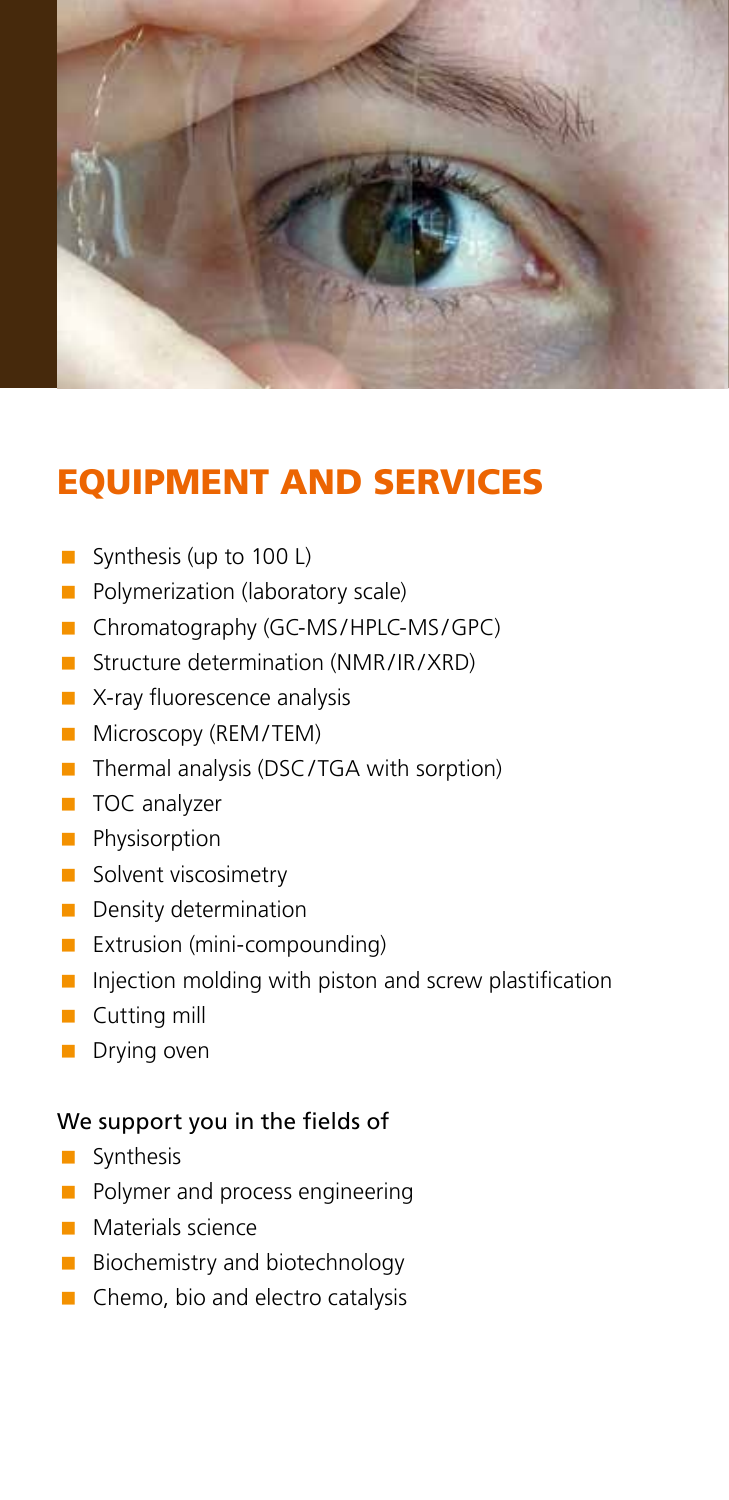## EQUIPMENT AND SERVICES

- Synthesis (up to 100 L)
- Polymerization (laboratory scale)
- Chromatography (GC-MS/HPLC-MS/GPC)
- Structure determination (NMR/IR/XRD)
- X-ray fluorescence analysis
- Microscopy (REM/TEM)
- Thermal analysis (DSC/TGA with sorption)
- TOC analyzer
- Physisorption
- Solvent viscosimetry
- Density determination
- Extrusion (mini-compounding)
- Injection molding with piston and screw plastification
- Cutting mill
- Drying oven

We support you in the fields of

- Synthesis
- Polymer and process engineering
- Materials science
- Biochemistry and biotechnology
- Chemo, bio and electro catalysis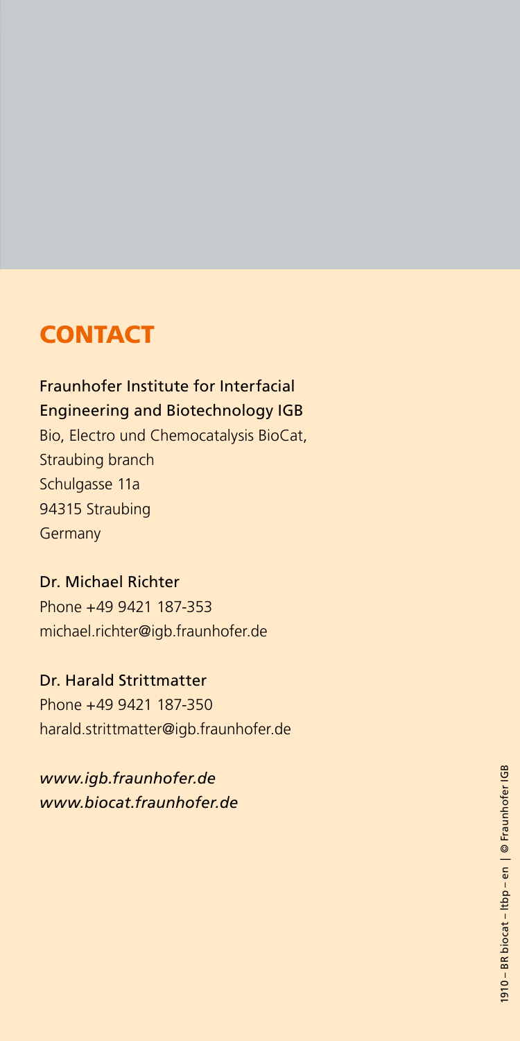# CONTACT

Fraunhofer Institute for Interfacial Engineering and Biotechnology IGB
Bio, Electro und Chemocatalysis BioCat,
Straubing branch
Schulgasse 11a
94315 Straubing
Germany

Dr. Michael Richter
Phone +49 9421 187-353
michael.richter@igb.fraunhofer.de

Dr. Harald Strittmatter
Phone +49 9421 187-350
harald.strittmatter@igb.fraunhofer.de

*www.igb.fraunhofer.de*
*www.biocat.fraunhofer.de*

1910 – BR biocat – ltbp – en | © Fraunhofer IGB